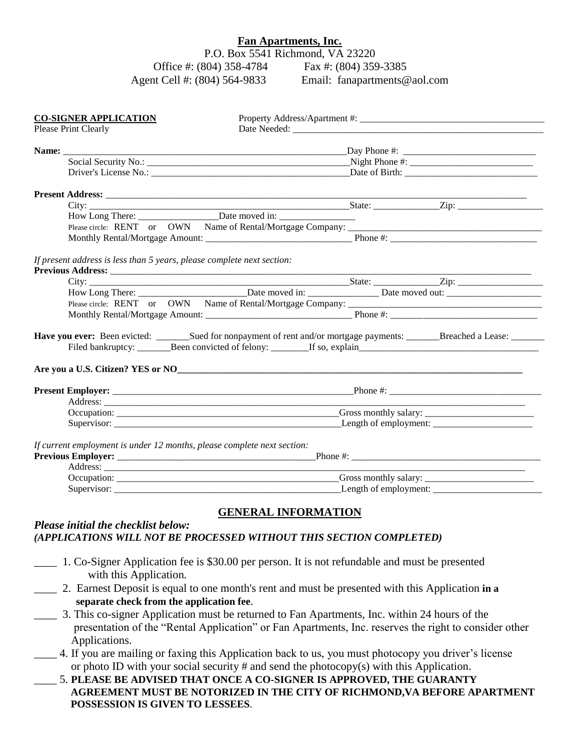**Fan Apartments, Inc.**

P.O. Box 5541 Richmond, VA 23220

Office #: (804) 358-4784 Fax #: (804) 359-3385

Agent Cell #: (804) 564-9833 Email: fanapartments@aol.com

**CO-SIGNER APPLICATION**
Please Print Clearly

Property Address/Apartment #: ______________________________________
Date Needed: ______________________________________

**Name:** ____________________________________________ Day Phone #: ____________________________

Social Security No.: ____________________________________________ Night Phone #: ____________________________

Driver's License No.: ____________________________________________ Date of Birth: ____________________________

**Present Address:** ______________________________________________________________________

City: ______________________________________ State: ______________ Zip: __________________

How Long There: __________________ Date moved in: ________________

Please circle: RENT or OWN Name of Rental/Mortgage Company: ______________________________________

Monthly Rental/Mortgage Amount: ______________________________ Phone #: ______________________________

*If present address is less than 5 years, please complete next section:*

**Previous Address:** ______________________________________________________________________

City: ______________________________________ State: ______________ Zip: __________________

How Long There: ______________________ Date moved in: ______________ Date moved out: ____________________

Please circle: RENT or OWN Name of Rental/Mortgage Company: ______________________________________

Monthly Rental/Mortgage Amount: ______________________________ Phone #: ______________________________

**Have you ever:** Been evicted: _______ Sued for nonpayment of rent and/or mortgage payments: _______ Breached a Lease: _______

Filed bankruptcy: _______ Been convicted of felony: ________ If so, explain______________________________________

**Are you a U.S. Citizen? YES or NO**______________________________________________________________________

**Present Employer:** ______________________________________________ Phone #: ________________________________

Address: ______________________________________________________________________

Occupation: ______________________________________________ Gross monthly salary: _______________________

Supervisor: ______________________________________________ Length of employment: _____________________

*If current employment is under 12 months, please complete next section:*

**Previous Employer:** __________________________________________ Phone #: ________________________________________

Address: ______________________________________________________________________

Occupation: ______________________________________________ Gross monthly salary: _______________________

Supervisor: ______________________________________________ Length of employment: _______________________

## GENERAL INFORMATION

***Please initial the checklist below:***
***(APPLICATIONS WILL NOT BE PROCESSED WITHOUT THIS SECTION COMPLETED)***

____ 1. Co-Signer Application fee is $30.00 per person. It is not refundable and must be presented with this Application.

____ 2. Earnest Deposit is equal to one month's rent and must be presented with this Application **in a separate check from the application fee**.

____ 3. This co-signer Application must be returned to Fan Apartments, Inc. within 24 hours of the presentation of the "Rental Application" or Fan Apartments, Inc. reserves the right to consider other Applications.

____ 4. If you are mailing or faxing this Application back to us, you must photocopy you driver's license or photo ID with your social security # and send the photocopy(s) with this Application.

____ 5. **PLEASE BE ADVISED THAT ONCE A CO-SIGNER IS APPROVED, THE GUARANTY AGREEMENT MUST BE NOTORIZED IN THE CITY OF RICHMOND,VA BEFORE APARTMENT POSSESSION IS GIVEN TO LESSEES**.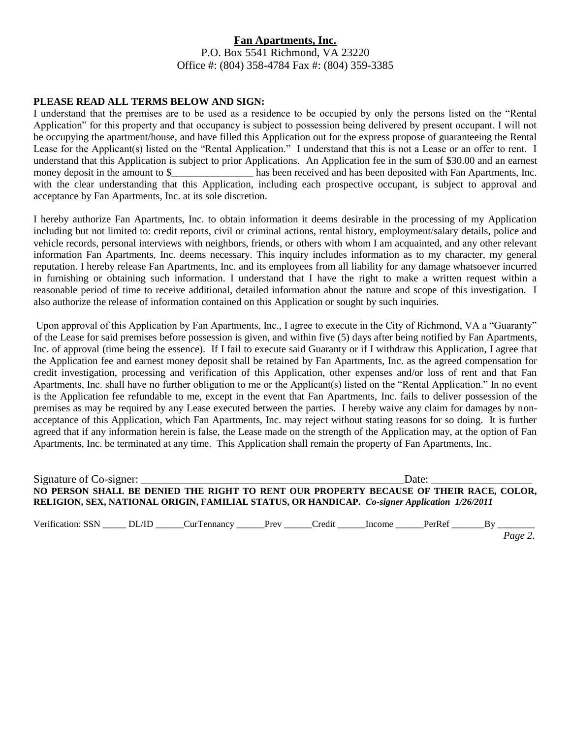**Fan Apartments, Inc.**

P.O. Box 5541 Richmond, VA 23220

Office #: (804) 358-4784 Fax #: (804) 359-3385

**PLEASE READ ALL TERMS BELOW AND SIGN:**

I understand that the premises are to be used as a residence to be occupied by only the persons listed on the "Rental Application" for this property and that occupancy is subject to possession being delivered by present occupant. I will not be occupying the apartment/house, and have filled this Application out for the express propose of guaranteeing the Rental Lease for the Applicant(s) listed on the "Rental Application." I understand that this is not a Lease or an offer to rent. I understand that this Application is subject to prior Applications. An Application fee in the sum of $30.00 and an earnest money deposit in the amount to $________________ has been received and has been deposited with Fan Apartments, Inc. with the clear understanding that this Application, including each prospective occupant, is subject to approval and acceptance by Fan Apartments, Inc. at its sole discretion.

I hereby authorize Fan Apartments, Inc. to obtain information it deems desirable in the processing of my Application including but not limited to: credit reports, civil or criminal actions, rental history, employment/salary details, police and vehicle records, personal interviews with neighbors, friends, or others with whom I am acquainted, and any other relevant information Fan Apartments, Inc. deems necessary. This inquiry includes information as to my character, my general reputation. I hereby release Fan Apartments, Inc. and its employees from all liability for any damage whatsoever incurred in furnishing or obtaining such information. I understand that I have the right to make a written request within a reasonable period of time to receive additional, detailed information about the nature and scope of this investigation. I also authorize the release of information contained on this Application or sought by such inquiries.

Upon approval of this Application by Fan Apartments, Inc., I agree to execute in the City of Richmond, VA a "Guaranty" of the Lease for said premises before possession is given, and within five (5) days after being notified by Fan Apartments, Inc. of approval (time being the essence). If I fail to execute said Guaranty or if I withdraw this Application, I agree that the Application fee and earnest money deposit shall be retained by Fan Apartments, Inc. as the agreed compensation for credit investigation, processing and verification of this Application, other expenses and/or loss of rent and that Fan Apartments, Inc. shall have no further obligation to me or the Applicant(s) listed on the "Rental Application." In no event is the Application fee refundable to me, except in the event that Fan Apartments, Inc. fails to deliver possession of the premises as may be required by any Lease executed between the parties. I hereby waive any claim for damages by non-acceptance of this Application, which Fan Apartments, Inc. may reject without stating reasons for so doing. It is further agreed that if any information herein is false, the Lease made on the strength of the Application may, at the option of Fan Apartments, Inc. be terminated at any time. This Application shall remain the property of Fan Apartments, Inc.

Signature of Co-signer: __________________________________________________Date: __________________

**NO PERSON SHALL BE DENIED THE RIGHT TO RENT OUR PROPERTY BECAUSE OF THEIR RACE, COLOR, RELIGION, SEX, NATIONAL ORIGIN, FAMILIAL STATUS, OR HANDICAP.** ***Co-signer Application 1/26/2011***

Verification: SSN _____ DL/ID ______CurTennancy ______Prev ______Credit ______Income ______PerRef _______By ________